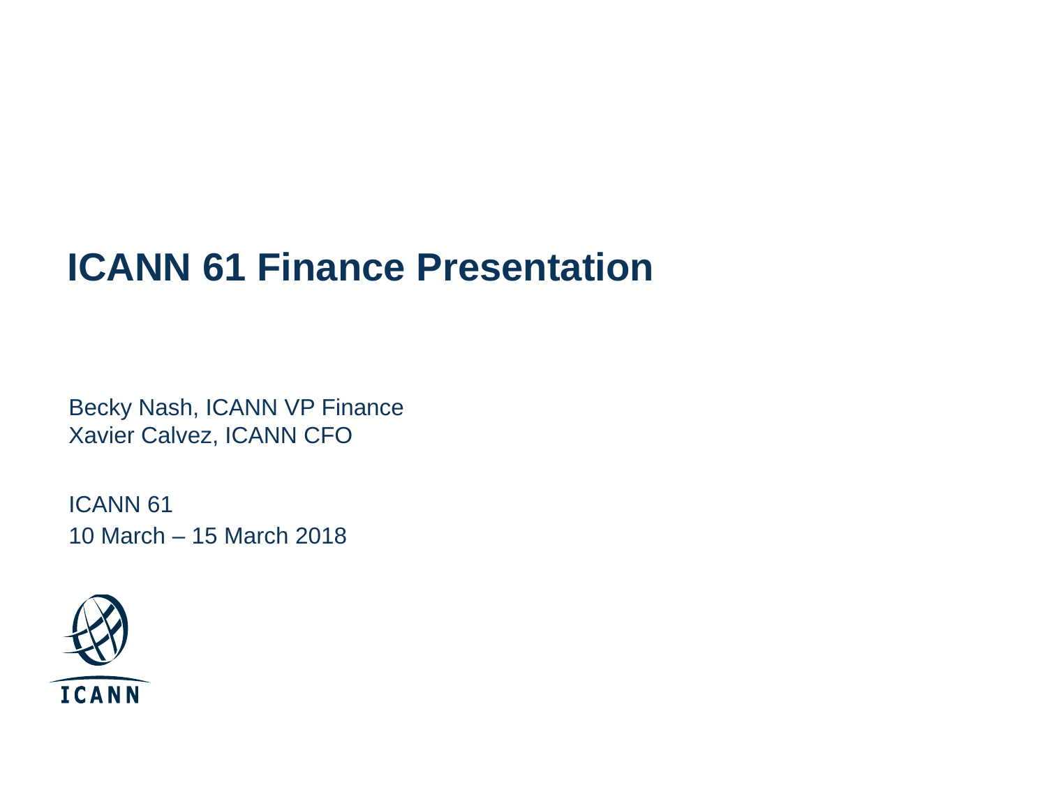# ICANN 61 Finance Presentation

Becky Nash, ICANN VP Finance
Xavier Calvez, ICANN CFO

ICANN 61
10 March – 15 March 2018

ICANN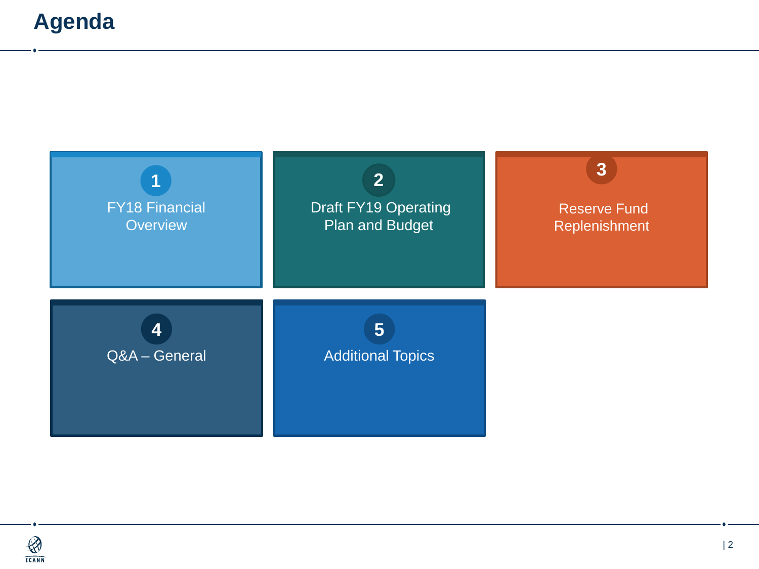# Agenda

1. FY18 Financial Overview
2. Draft FY19 Operating Plan and Budget
3. Reserve Fund Replenishment
4. Q&A – General
5. Additional Topics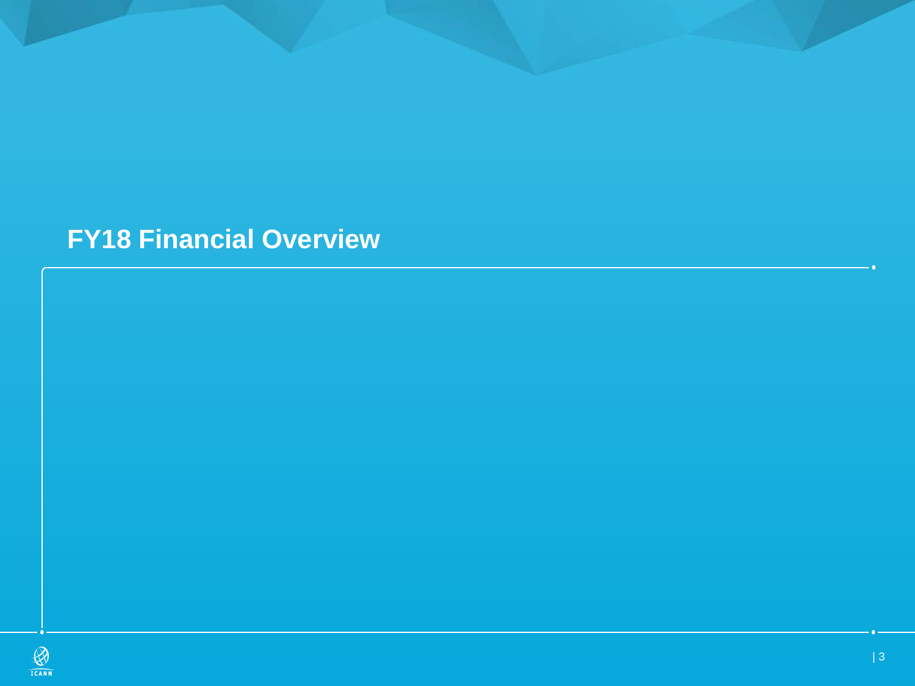# FY18 Financial Overview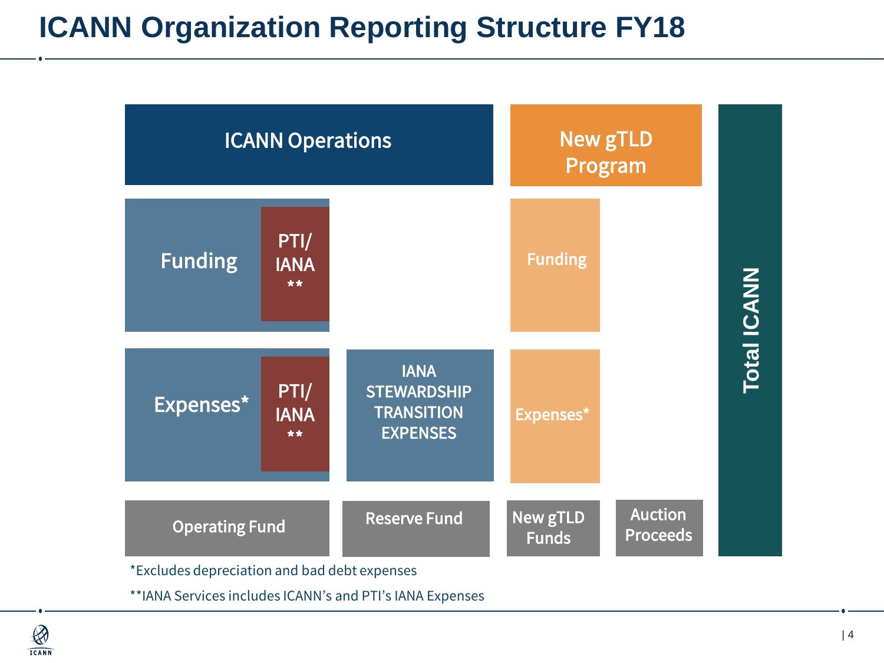# ICANN Organization Reporting Structure FY18

ICANN Operations

Funding

PTI/ IANA **

Expenses*

PTI/ IANA **

IANA STEWARDSHIP TRANSITION EXPENSES

New gTLD Program

Funding

Expenses*

Operating Fund

Reserve Fund

New gTLD Funds

Auction Proceeds

Total ICANN

*Excludes depreciation and bad debt expenses

**IANA Services includes ICANN's and PTI's IANA Expenses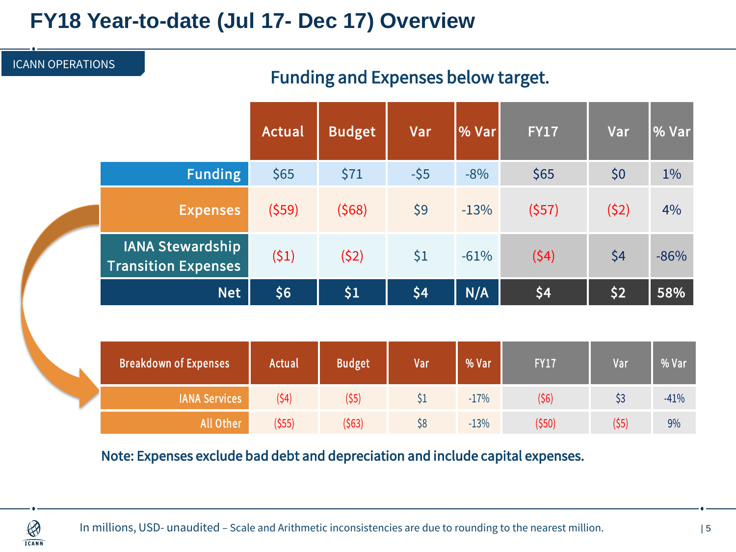# FY18 Year-to-date (Jul 17- Dec 17) Overview

ICANN OPERATIONS

## Funding and Expenses below target.

| | Actual | Budget | Var | % Var | FY17 | Var | % Var |
|---|---|---|---|---|---|---|---|
| Funding | $65 | $71 | -$5 | -8% | $65 | $0 | 1% |
| Expenses | ($59) | ($68) | $9 | -13% | ($57) | ($2) | 4% |
| IANA Stewardship Transition Expenses | ($1) | ($2) | $1 | -61% | ($4) | $4 | -86% |
| **Net** | **$6** | **$1** | **$4** | **N/A** | **$4** | **$2** | **58%** |

| Breakdown of Expenses | Actual | Budget | Var | % Var | FY17 | Var | % Var |
|---|---|---|---|---|---|---|---|
| IANA Services | ($4) | ($5) | $1 | -17% | ($6) | $3 | -41% |
| All Other | ($55) | ($63) | $8 | -13% | ($50) | ($5) | 9% |

**Note: Expenses exclude bad debt and depreciation and include capital expenses.**

In millions, USD- unaudited – Scale and Arithmetic inconsistencies are due to rounding to the nearest million.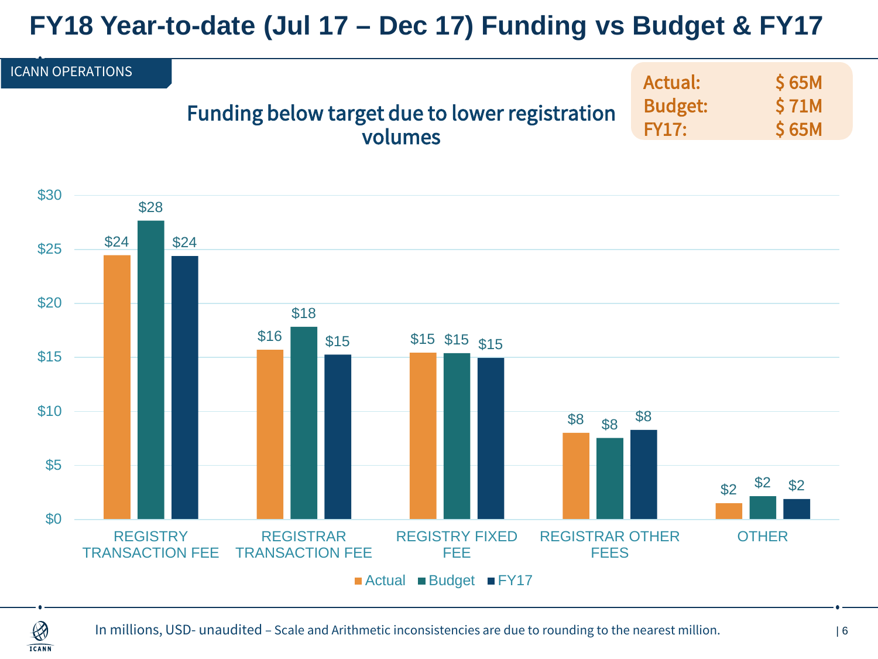# FY18 Year-to-date (Jul 17 – Dec 17) Funding vs Budget & FY17

ICANN OPERATIONS

## Funding below target due to lower registration volumes

| | |
|---|---|
| Actual: | $ 65M |
| Budget: | $ 71M |
| FY17: | $ 65M |

| | Actual | Budget | FY17 |
|---|---|---|---|
| REGISTRY TRANSACTION FEE | $24 | $28 | $24 |
| REGISTRAR TRANSACTION FEE | $16 | $18 | $15 |
| REGISTRY FIXED FEE | $15 | $15 | $15 |
| REGISTRAR OTHER FEES | $8 | $8 | $8 |
| OTHER | $2 | $2 | $2 |

In millions, USD- unaudited – Scale and Arithmetic inconsistencies are due to rounding to the nearest million.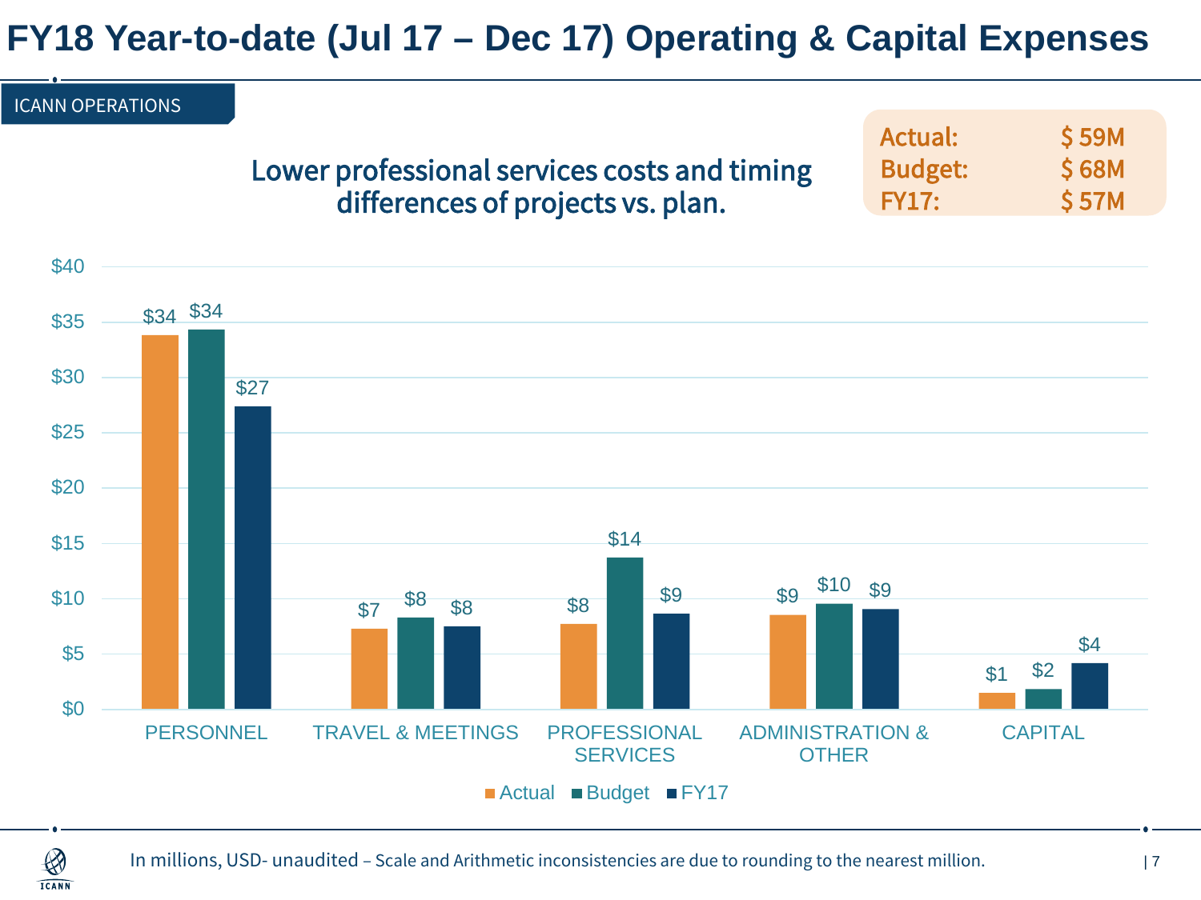# FY18 Year-to-date (Jul 17 – Dec 17) Operating & Capital Expenses

ICANN OPERATIONS

| | |
|---|---|
| Actual: | $ 59M |
| Budget: | $ 68M |
| FY17: | $ 57M |

## Lower professional services costs and timing differences of projects vs. plan.

| | PERSONNEL | TRAVEL & MEETINGS | PROFESSIONAL SERVICES | ADMINISTRATION & OTHER | CAPITAL |
|---|---|---|---|---|---|
| Actual | $34 | $7 | $8 | $9 | $1 |
| Budget | $34 | $8 | $14 | $10 | $2 |
| FY17 | $27 | $8 | $9 | $9 | $4 |

In millions, USD- unaudited – Scale and Arithmetic inconsistencies are due to rounding to the nearest million.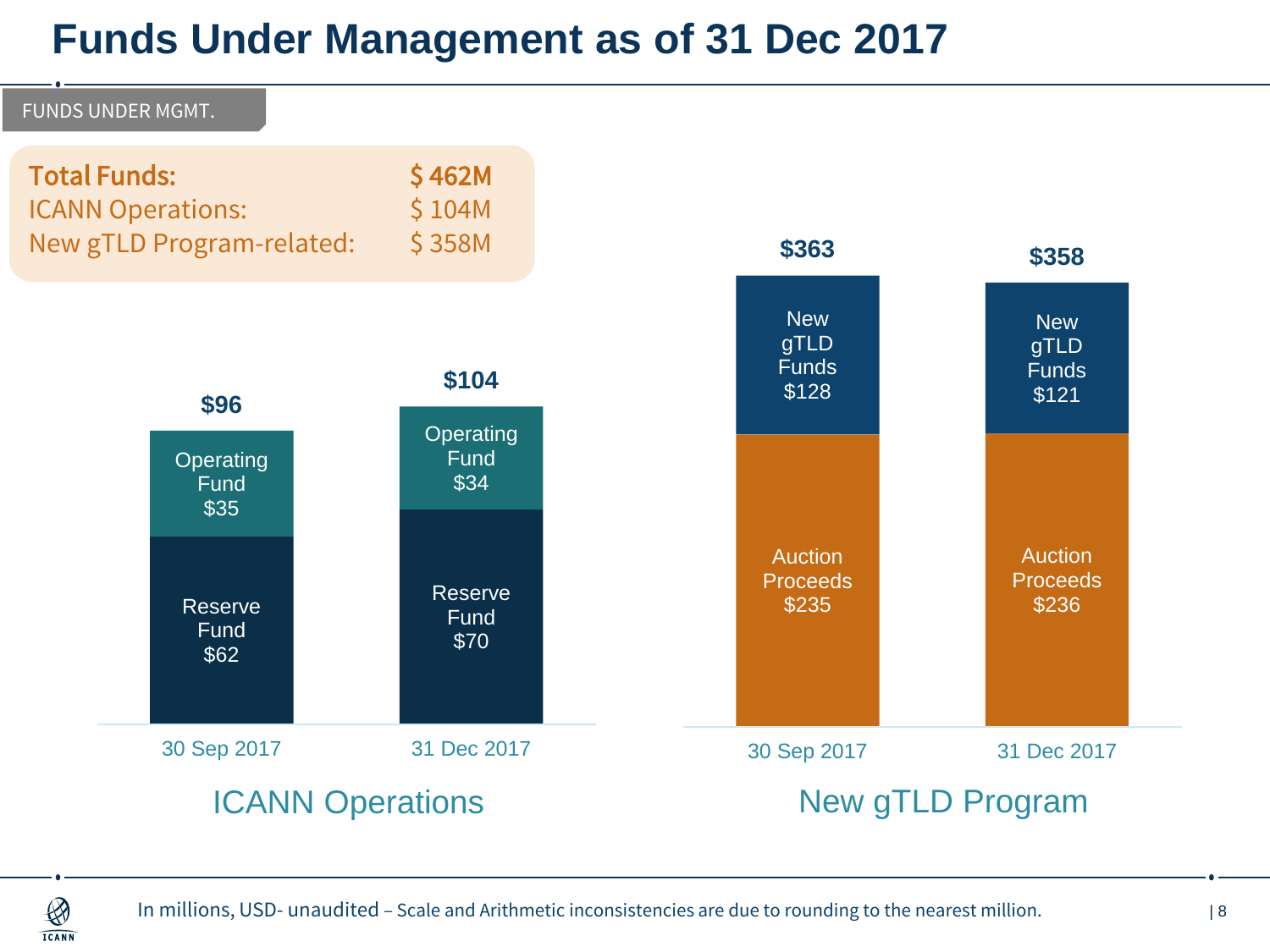# Funds Under Management as of 31 Dec 2017

FUNDS UNDER MGMT.

| | |
|---|---|
| **Total Funds:** | **$ 462M** |
| ICANN Operations: | $ 104M |
| New gTLD Program-related: | $ 358M |

## ICANN Operations

| | 30 Sep 2017 | 31 Dec 2017 |
|---|---|---|
| Operating Fund | $35 | $34 |
| Reserve Fund | $62 | $70 |
| **Total** | **$96** | **$104** |

## New gTLD Program

| | 30 Sep 2017 | 31 Dec 2017 |
|---|---|---|
| New gTLD Funds | $128 | $121 |
| Auction Proceeds | $235 | $236 |
| **Total** | **$363** | **$358** |

In millions, USD- unaudited – Scale and Arithmetic inconsistencies are due to rounding to the nearest million.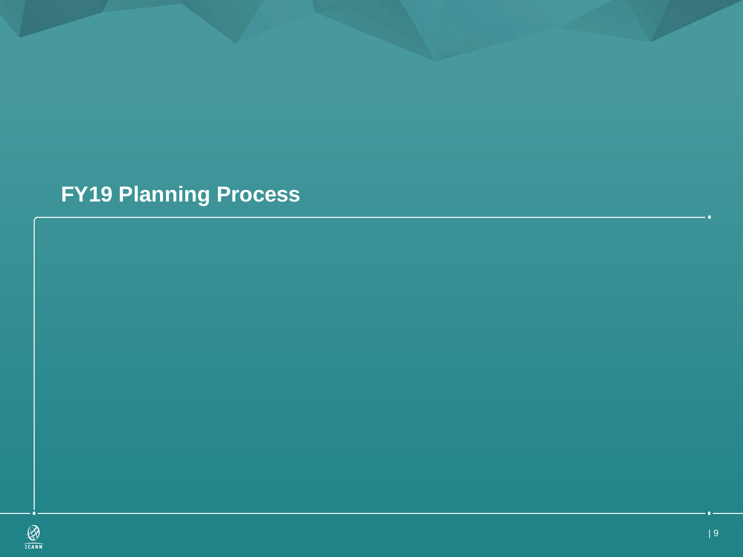# FY19 Planning Process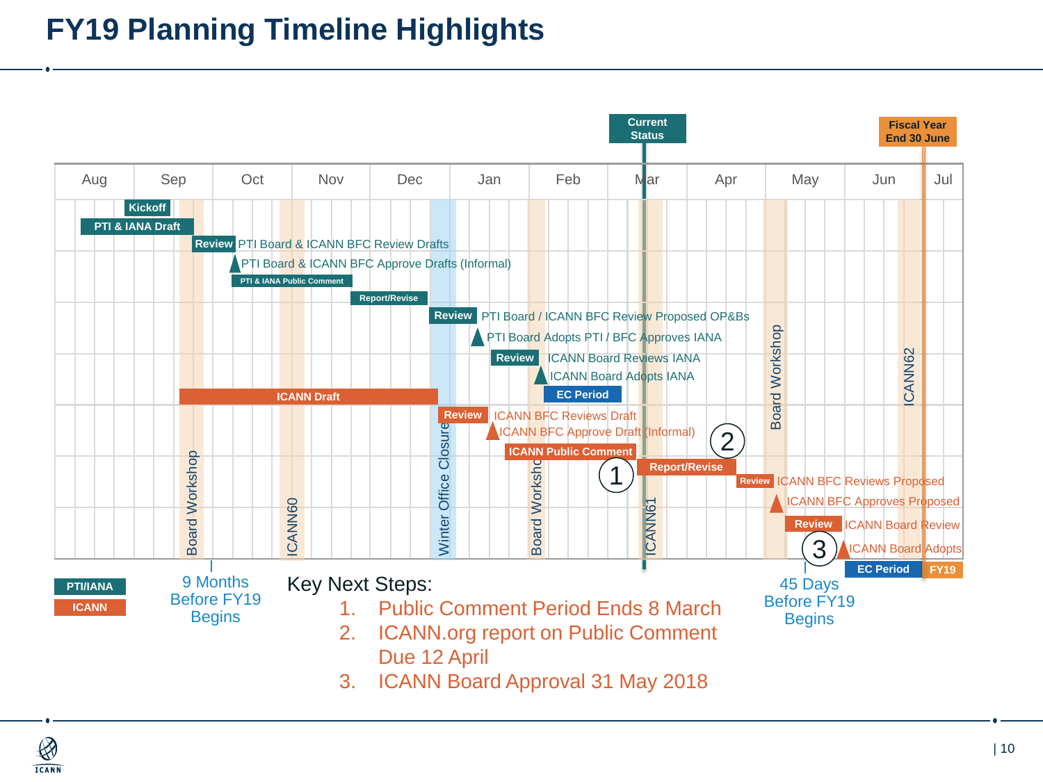# FY19 Planning Timeline Highlights

Current Status

Fiscal Year End 30 June

Aug | Sep | Oct | Nov | Dec | Jan | Feb | Mar | Apr | May | Jun | Jul

**PTI/IANA**

- Kickoff
- PTI & IANA Draft
- Review – PTI Board & ICANN BFC Review Drafts
- PTI Board & ICANN BFC Approve Drafts (Informal)
- PTI & IANA Public Comment
- Report/Revise
- Review – PTI Board / ICANN BFC Review Proposed OP&Bs
- PTI Board Adopts PTI / BFC Approves IANA
- Review – ICANN Board Reviews IANA
- ICANN Board Adopts IANA
- EC Period

**ICANN**

- ICANN Draft
- Review – ICANN BFC Reviews Draft
- ICANN BFC Approve Draft (Informal)
- ICANN Public Comment (1)
- Report/Revise (2)
- Review – ICANN BFC Reviews Proposed
- ICANN BFC Approves Proposed
- Review – ICANN Board Review
- ICANN Board Adopts (3)
- EC Period
- FY19

Board Workshop | ICANN60 | Winter Office Closure | Board Workshop | ICANN61 | Board Workshop | ICANN62

9 Months Before FY19 Begins

45 Days Before FY19 Begins

Key Next Steps:

1. Public Comment Period Ends 8 March
2. ICANN.org report on Public Comment Due 12 April
3. ICANN Board Approval 31 May 2018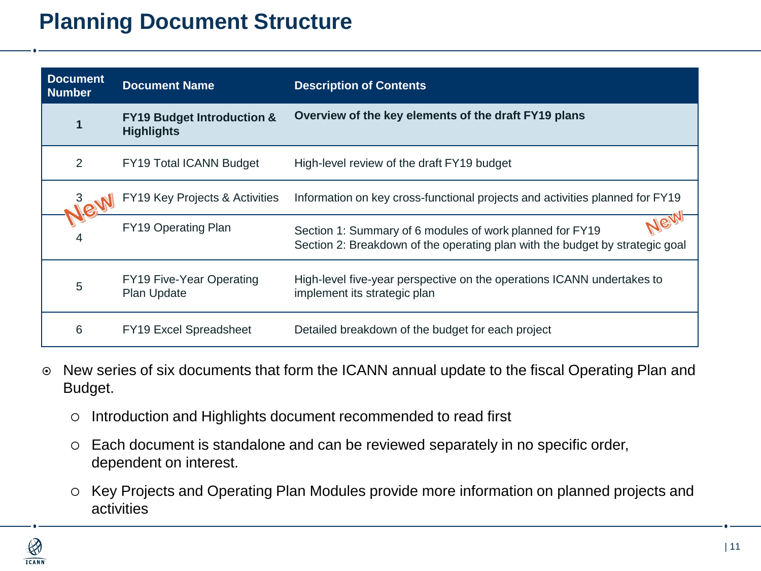# Planning Document Structure

| Document Number | Document Name | Description of Contents |
|---|---|---|
| **1** | **FY19 Budget Introduction & Highlights** | **Overview of the key elements of the draft FY19 plans** |
| 2 | FY19 Total ICANN Budget | High-level review of the draft FY19 budget |
| 3 | FY19 Key Projects & Activities | Information on key cross-functional projects and activities planned for FY19 |
| 4 | FY19 Operating Plan | Section 1: Summary of 6 modules of work planned for FY19<br>Section 2: Breakdown of the operating plan with the budget by strategic goal |
| 5 | FY19 Five-Year Operating Plan Update | High-level five-year perspective on the operations ICANN undertakes to implement its strategic plan |
| 6 | FY19 Excel Spreadsheet | Detailed breakdown of the budget for each project |

New New

- New series of six documents that form the ICANN annual update to the fiscal Operating Plan and Budget.
  - Introduction and Highlights document recommended to read first
  - Each document is standalone and can be reviewed separately in no specific order, dependent on interest.
  - Key Projects and Operating Plan Modules provide more information on planned projects and activities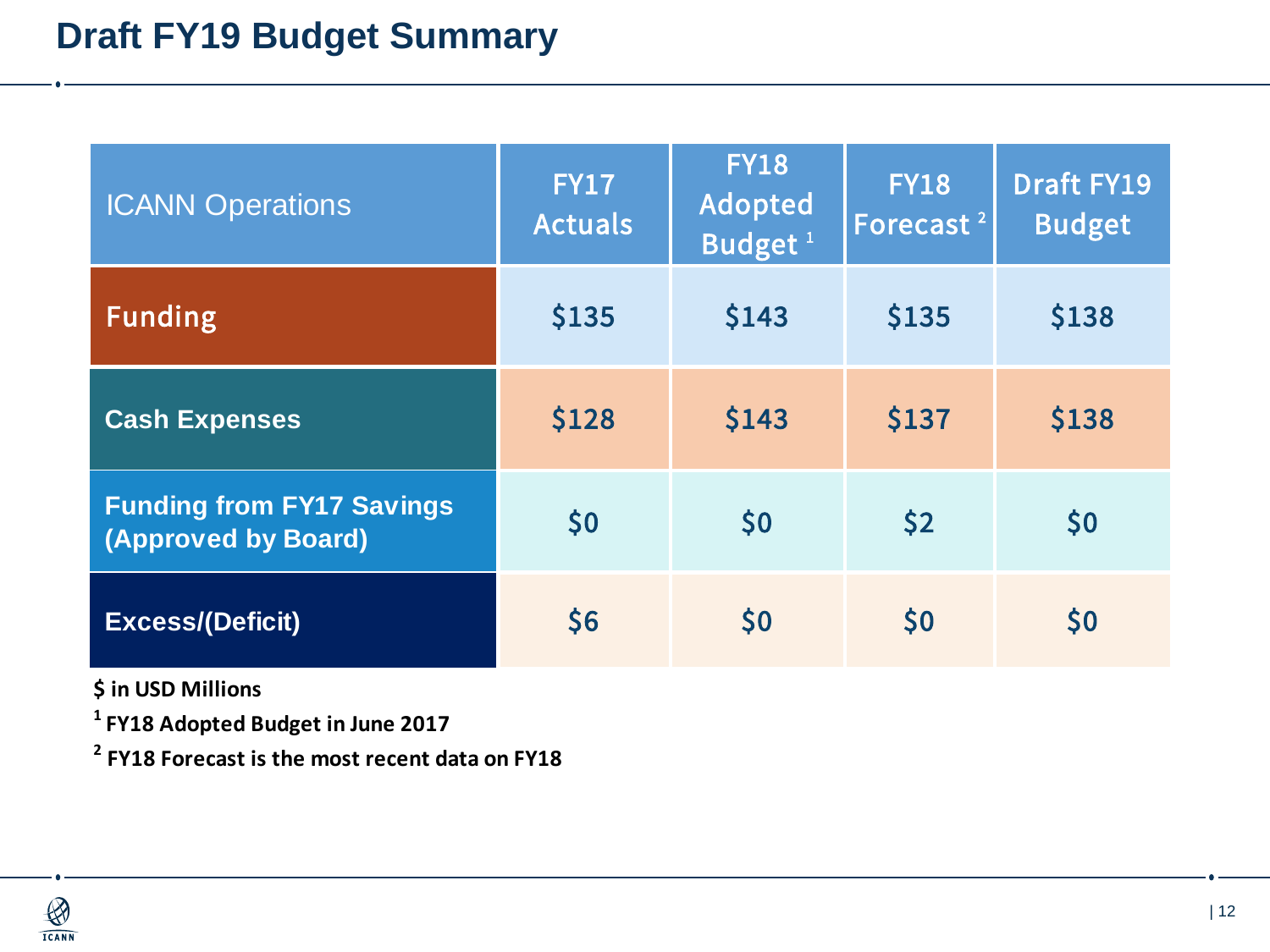# Draft FY19 Budget Summary

| ICANN Operations | FY17 Actuals | FY18 Adopted Budget [1] | FY18 Forecast [2] | Draft FY19 Budget |
|---|---|---|---|---|
| **Funding** | $135 | $143 | $135 | $138 |
| **Cash Expenses** | $128 | $143 | $137 | $138 |
| **Funding from FY17 Savings (Approved by Board)** | $0 | $0 | $2 | $0 |
| **Excess/(Deficit)** | $6 | $0 | $0 | $0 |

**$ in USD Millions**

**[1] FY18 Adopted Budget in June 2017**

**[2] FY18 Forecast is the most recent data on FY18**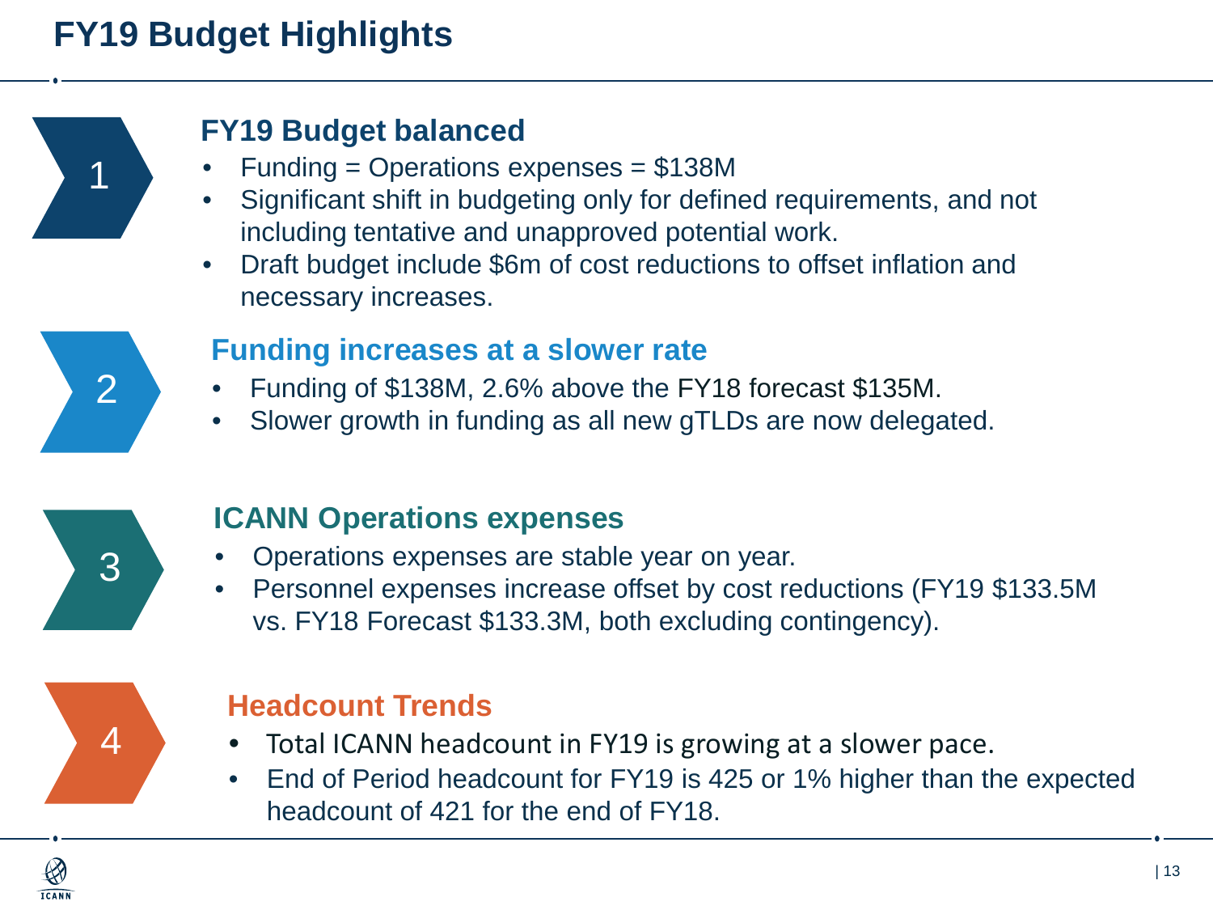# FY19 Budget Highlights

## 1 FY19 Budget balanced

- Funding = Operations expenses = $138M
- Significant shift in budgeting only for defined requirements, and not including tentative and unapproved potential work.
- Draft budget include $6m of cost reductions to offset inflation and necessary increases.

## 2 Funding increases at a slower rate

- Funding of $138M, 2.6% above the FY18 forecast $135M.
- Slower growth in funding as all new gTLDs are now delegated.

## 3 ICANN Operations expenses

- Operations expenses are stable year on year.
- Personnel expenses increase offset by cost reductions (FY19 $133.5M vs. FY18 Forecast $133.3M, both excluding contingency).

## 4 Headcount Trends

- Total ICANN headcount in FY19 is growing at a slower pace.
- End of Period headcount for FY19 is 425 or 1% higher than the expected headcount of 421 for the end of FY18.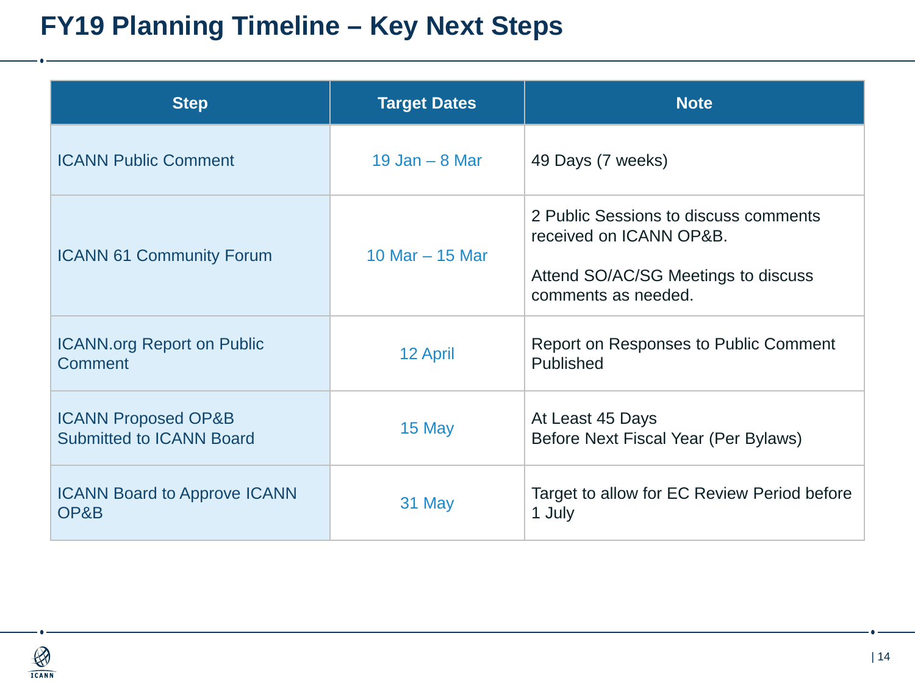# FY19 Planning Timeline – Key Next Steps

| Step | Target Dates | Note |
|---|---|---|
| ICANN Public Comment | 19 Jan – 8 Mar | 49 Days (7 weeks) |
| ICANN 61 Community Forum | 10 Mar – 15 Mar | 2 Public Sessions to discuss comments received on ICANN OP&B.<br><br>Attend SO/AC/SG Meetings to discuss comments as needed. |
| ICANN.org Report on Public Comment | 12 April | Report on Responses to Public Comment Published |
| ICANN Proposed OP&B Submitted to ICANN Board | 15 May | At Least 45 Days Before Next Fiscal Year (Per Bylaws) |
| ICANN Board to Approve ICANN OP&B | 31 May | Target to allow for EC Review Period before 1 July |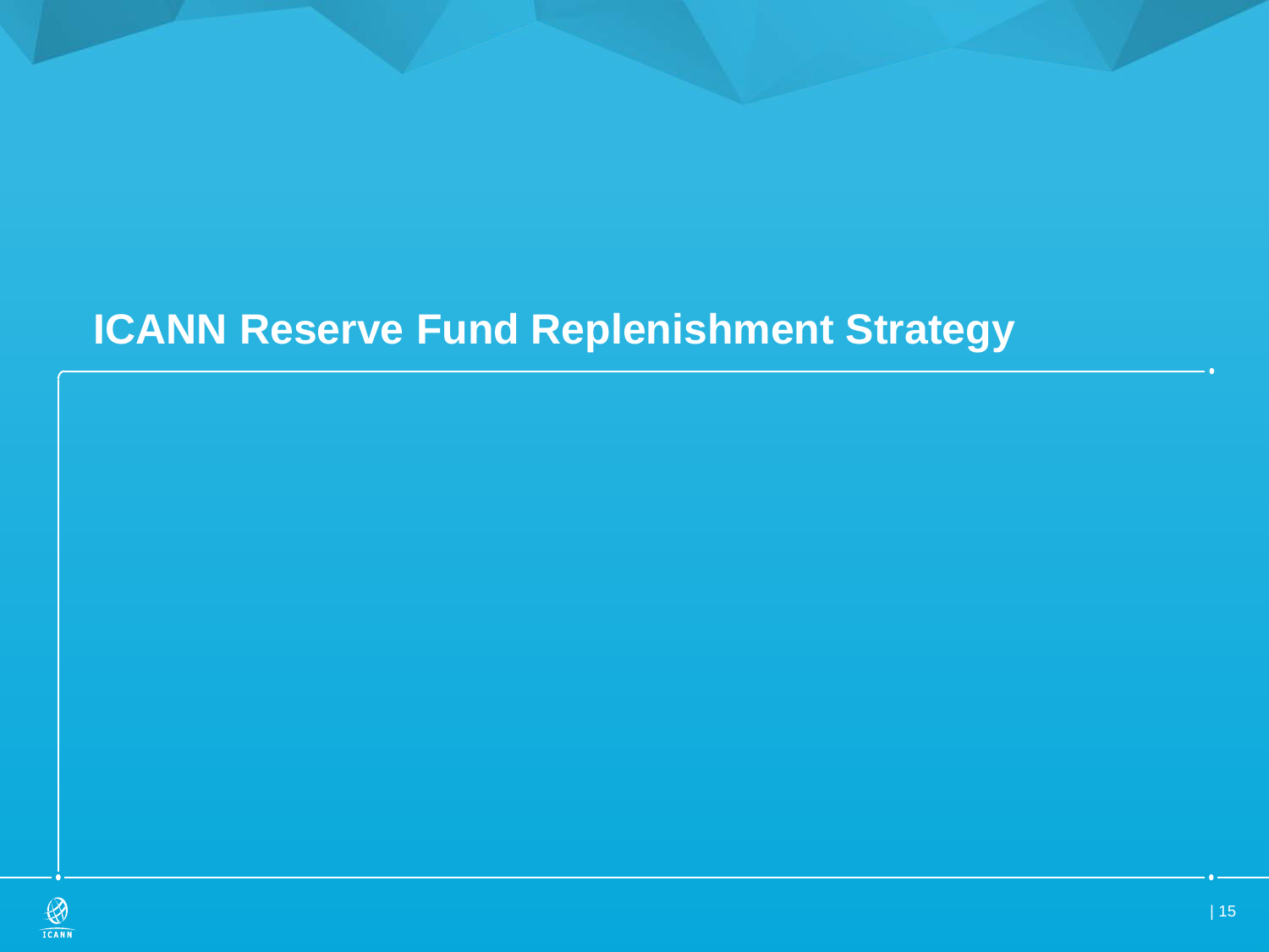# ICANN Reserve Fund Replenishment Strategy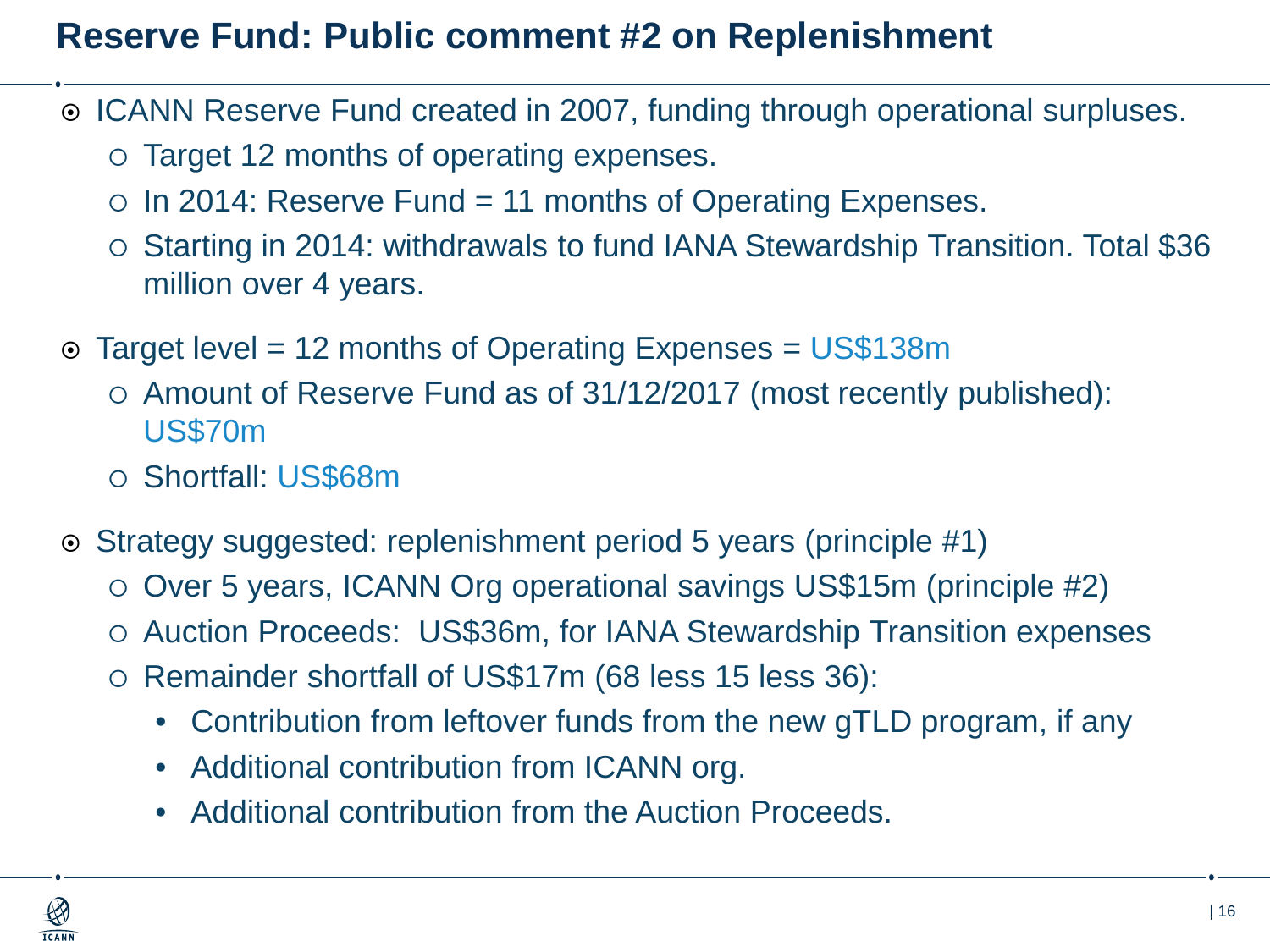# Reserve Fund: Public comment #2 on Replenishment

- ICANN Reserve Fund created in 2007, funding through operational surpluses.
  - Target 12 months of operating expenses.
  - In 2014: Reserve Fund = 11 months of Operating Expenses.
  - Starting in 2014: withdrawals to fund IANA Stewardship Transition. Total $36 million over 4 years.

- Target level = 12 months of Operating Expenses = US$138m
  - Amount of Reserve Fund as of 31/12/2017 (most recently published): US$70m
  - Shortfall: US$68m

- Strategy suggested: replenishment period 5 years (principle #1)
  - Over 5 years, ICANN Org operational savings US$15m (principle #2)
  - Auction Proceeds: US$36m, for IANA Stewardship Transition expenses
  - Remainder shortfall of US$17m (68 less 15 less 36):
    - Contribution from leftover funds from the new gTLD program, if any
    - Additional contribution from ICANN org.
    - Additional contribution from the Auction Proceeds.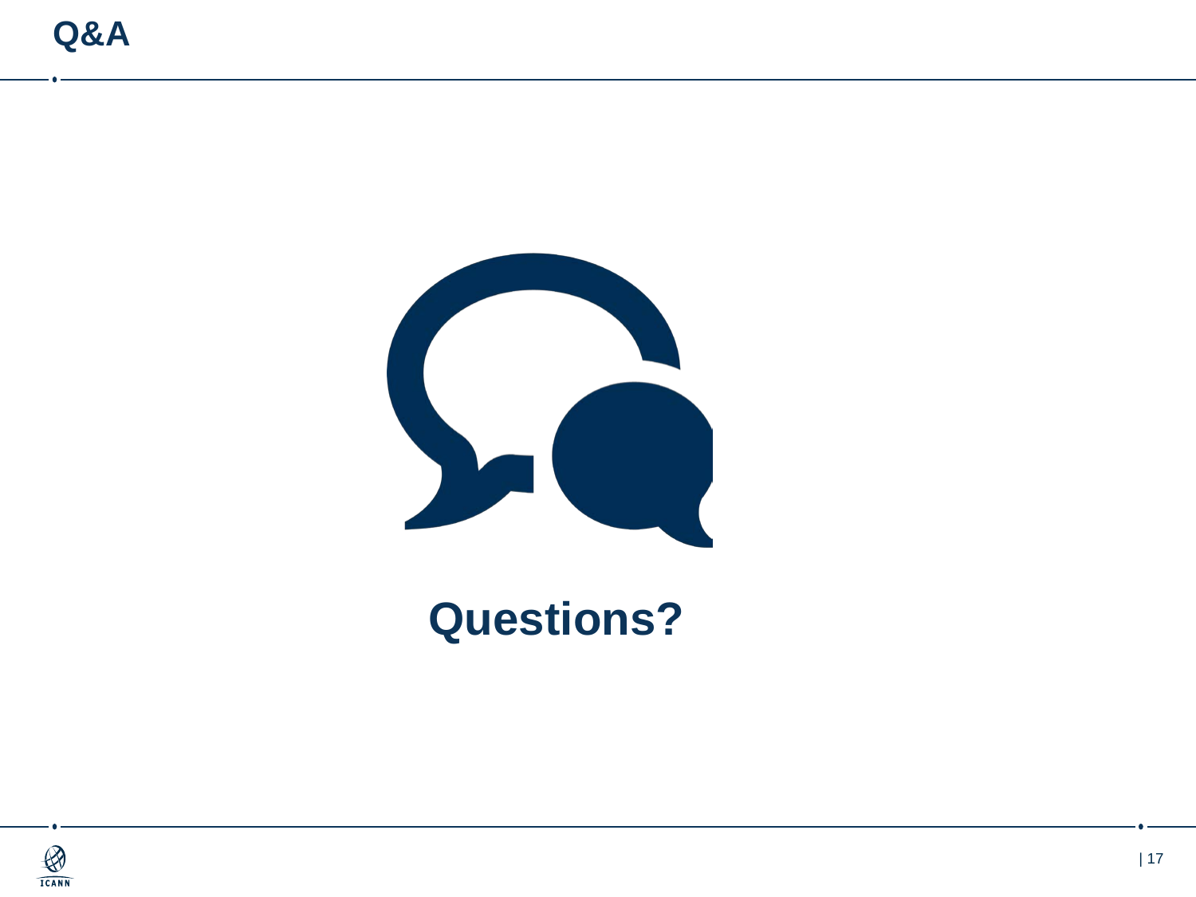# Q&A

**Questions?**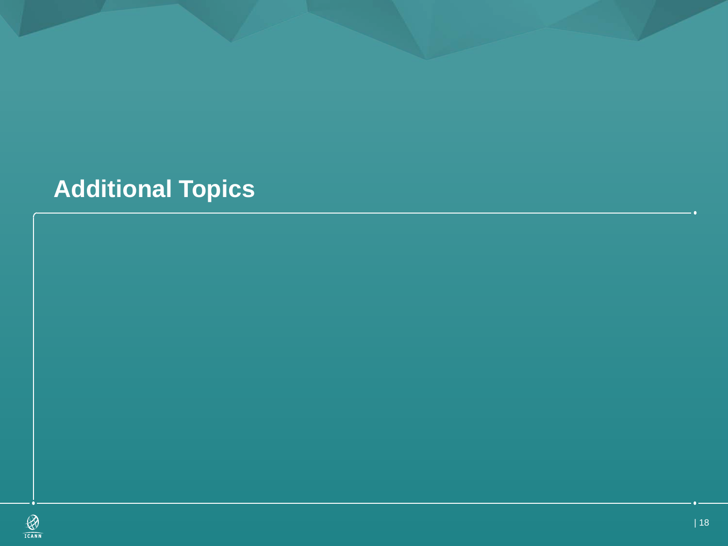# Additional Topics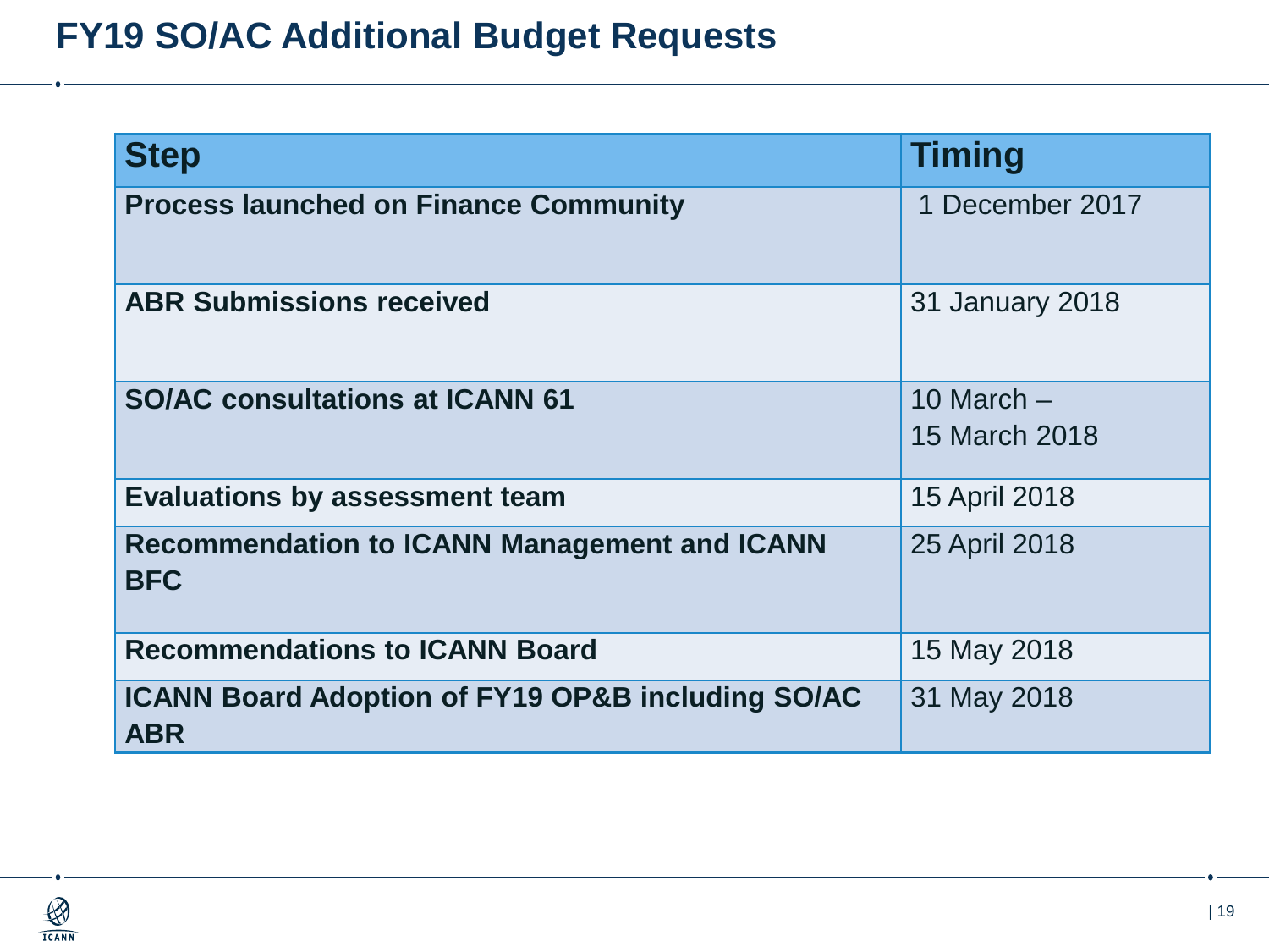# FY19 SO/AC Additional Budget Requests

| Step | Timing |
|---|---|
| **Process launched on Finance Community** | 1 December 2017 |
| **ABR Submissions received** | 31 January 2018 |
| **SO/AC consultations at ICANN 61** | 10 March – 15 March 2018 |
| **Evaluations by assessment team** | 15 April 2018 |
| **Recommendation to ICANN Management and ICANN BFC** | 25 April 2018 |
| **Recommendations to ICANN Board** | 15 May 2018 |
| **ICANN Board Adoption of FY19 OP&B including SO/AC ABR** | 31 May 2018 |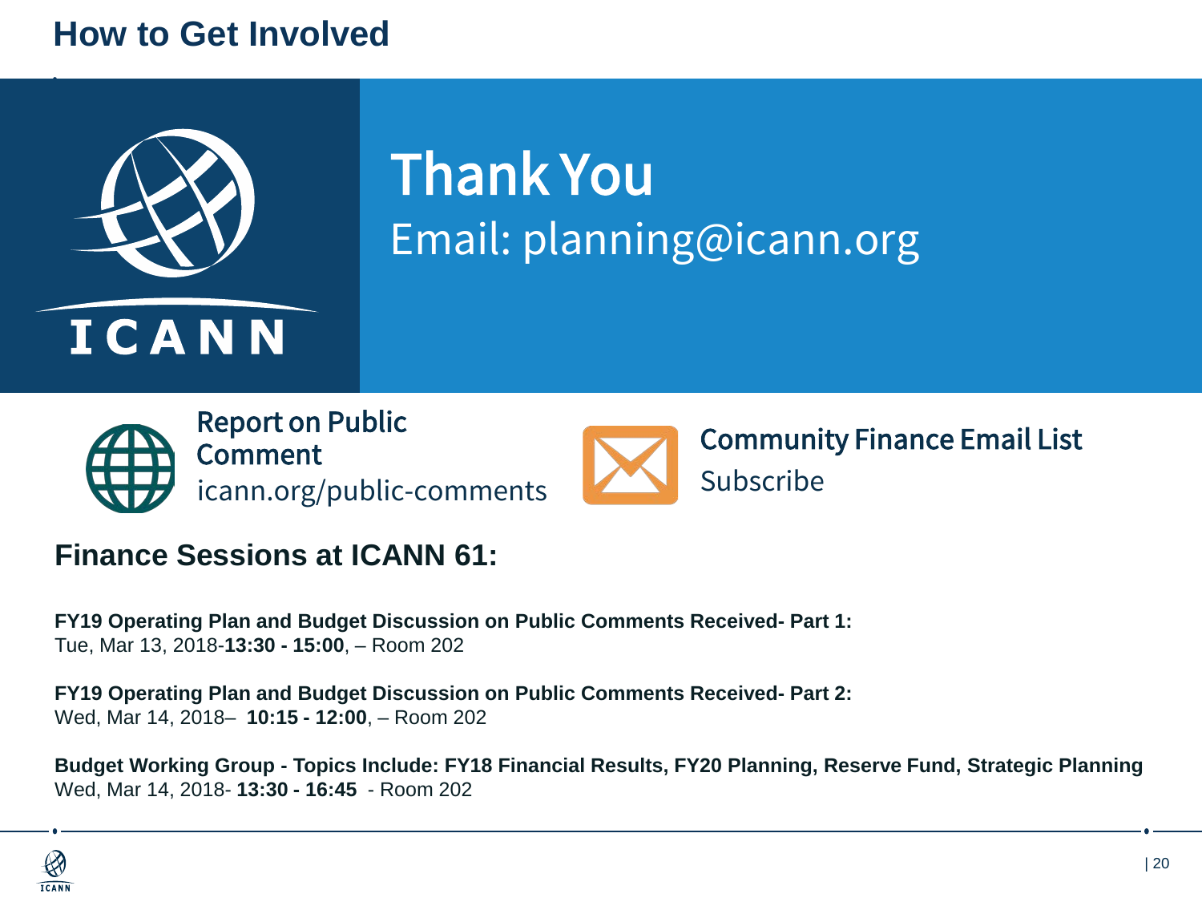# How to Get Involved

ICANN

## Thank You

Email: planning@icann.org

**Report on Public Comment**
icann.org/public-comments

**Community Finance Email List**
Subscribe

### Finance Sessions at ICANN 61:

**FY19 Operating Plan and Budget Discussion on Public Comments Received- Part 1:**
Tue, Mar 13, 2018-**13:30 - 15:00**, – Room 202

**FY19 Operating Plan and Budget Discussion on Public Comments Received- Part 2:**
Wed, Mar 14, 2018– **10:15 - 12:00**, – Room 202

**Budget Working Group - Topics Include: FY18 Financial Results, FY20 Planning, Reserve Fund, Strategic Planning**
Wed, Mar 14, 2018- **13:30 - 16:45** - Room 202